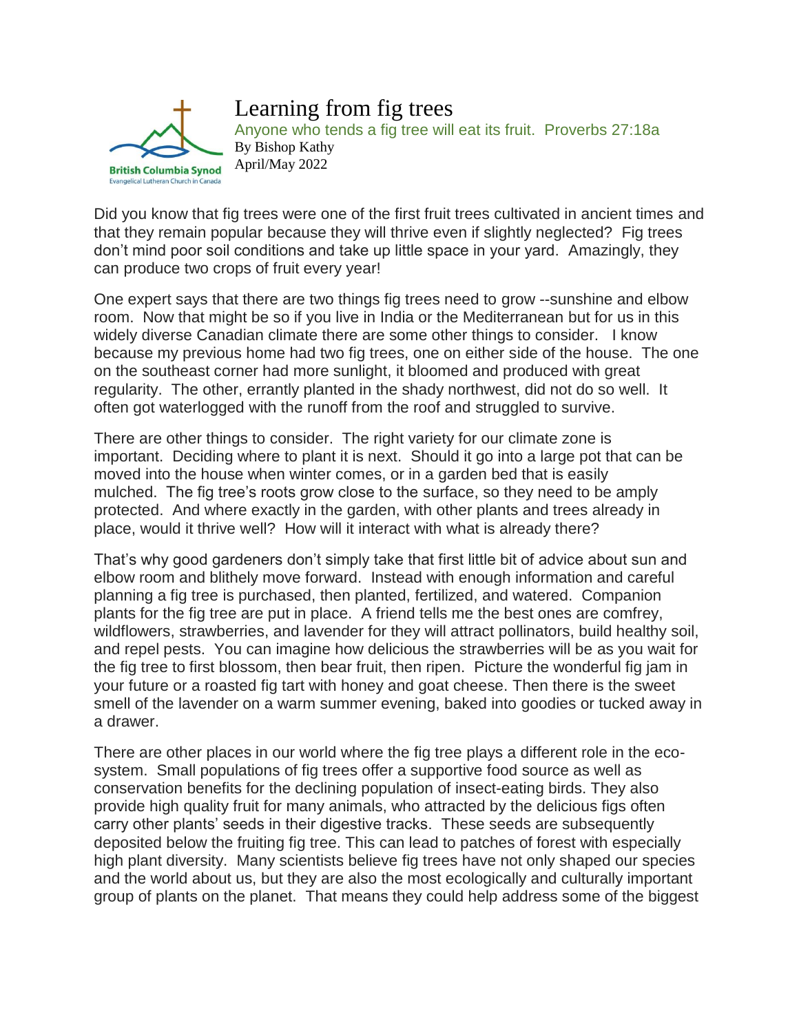British Columbia Synod
Evangelical Lutheran Church in Canada

# Learning from fig trees

Anyone who tends a fig tree will eat its fruit. Proverbs 27:18a

By Bishop Kathy

April/May 2022

Did you know that fig trees were one of the first fruit trees cultivated in ancient times and that they remain popular because they will thrive even if slightly neglected? Fig trees don't mind poor soil conditions and take up little space in your yard. Amazingly, they can produce two crops of fruit every year!

One expert says that there are two things fig trees need to grow --sunshine and elbow room. Now that might be so if you live in India or the Mediterranean but for us in this widely diverse Canadian climate there are some other things to consider. I know because my previous home had two fig trees, one on either side of the house. The one on the southeast corner had more sunlight, it bloomed and produced with great regularity. The other, errantly planted in the shady northwest, did not do so well. It often got waterlogged with the runoff from the roof and struggled to survive.

There are other things to consider. The right variety for our climate zone is important. Deciding where to plant it is next. Should it go into a large pot that can be moved into the house when winter comes, or in a garden bed that is easily mulched. The fig tree's roots grow close to the surface, so they need to be amply protected. And where exactly in the garden, with other plants and trees already in place, would it thrive well? How will it interact with what is already there?

That's why good gardeners don't simply take that first little bit of advice about sun and elbow room and blithely move forward. Instead with enough information and careful planning a fig tree is purchased, then planted, fertilized, and watered. Companion plants for the fig tree are put in place. A friend tells me the best ones are comfrey, wildflowers, strawberries, and lavender for they will attract pollinators, build healthy soil, and repel pests. You can imagine how delicious the strawberries will be as you wait for the fig tree to first blossom, then bear fruit, then ripen. Picture the wonderful fig jam in your future or a roasted fig tart with honey and goat cheese. Then there is the sweet smell of the lavender on a warm summer evening, baked into goodies or tucked away in a drawer.

There are other places in our world where the fig tree plays a different role in the eco-system. Small populations of fig trees offer a supportive food source as well as conservation benefits for the declining population of insect-eating birds. They also provide high quality fruit for many animals, who attracted by the delicious figs often carry other plants' seeds in their digestive tracks. These seeds are subsequently deposited below the fruiting fig tree. This can lead to patches of forest with especially high plant diversity. Many scientists believe fig trees have not only shaped our species and the world about us, but they are also the most ecologically and culturally important group of plants on the planet. That means they could help address some of the biggest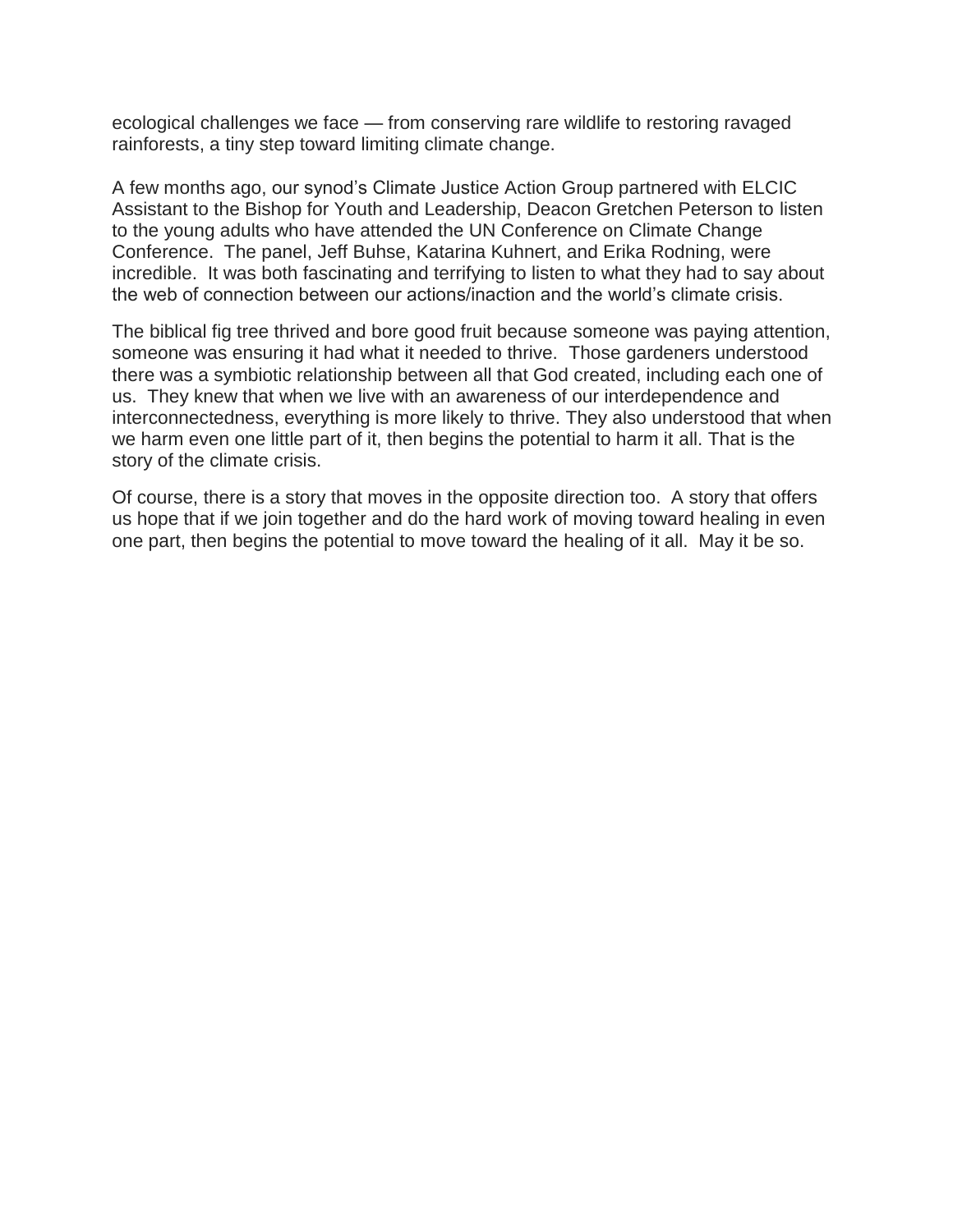ecological challenges we face — from conserving rare wildlife to restoring ravaged rainforests, a tiny step toward limiting climate change.

A few months ago, our synod's Climate Justice Action Group partnered with ELCIC Assistant to the Bishop for Youth and Leadership, Deacon Gretchen Peterson to listen to the young adults who have attended the UN Conference on Climate Change Conference. The panel, Jeff Buhse, Katarina Kuhnert, and Erika Rodning, were incredible. It was both fascinating and terrifying to listen to what they had to say about the web of connection between our actions/inaction and the world's climate crisis.

The biblical fig tree thrived and bore good fruit because someone was paying attention, someone was ensuring it had what it needed to thrive. Those gardeners understood there was a symbiotic relationship between all that God created, including each one of us. They knew that when we live with an awareness of our interdependence and interconnectedness, everything is more likely to thrive. They also understood that when we harm even one little part of it, then begins the potential to harm it all. That is the story of the climate crisis.

Of course, there is a story that moves in the opposite direction too. A story that offers us hope that if we join together and do the hard work of moving toward healing in even one part, then begins the potential to move toward the healing of it all. May it be so.